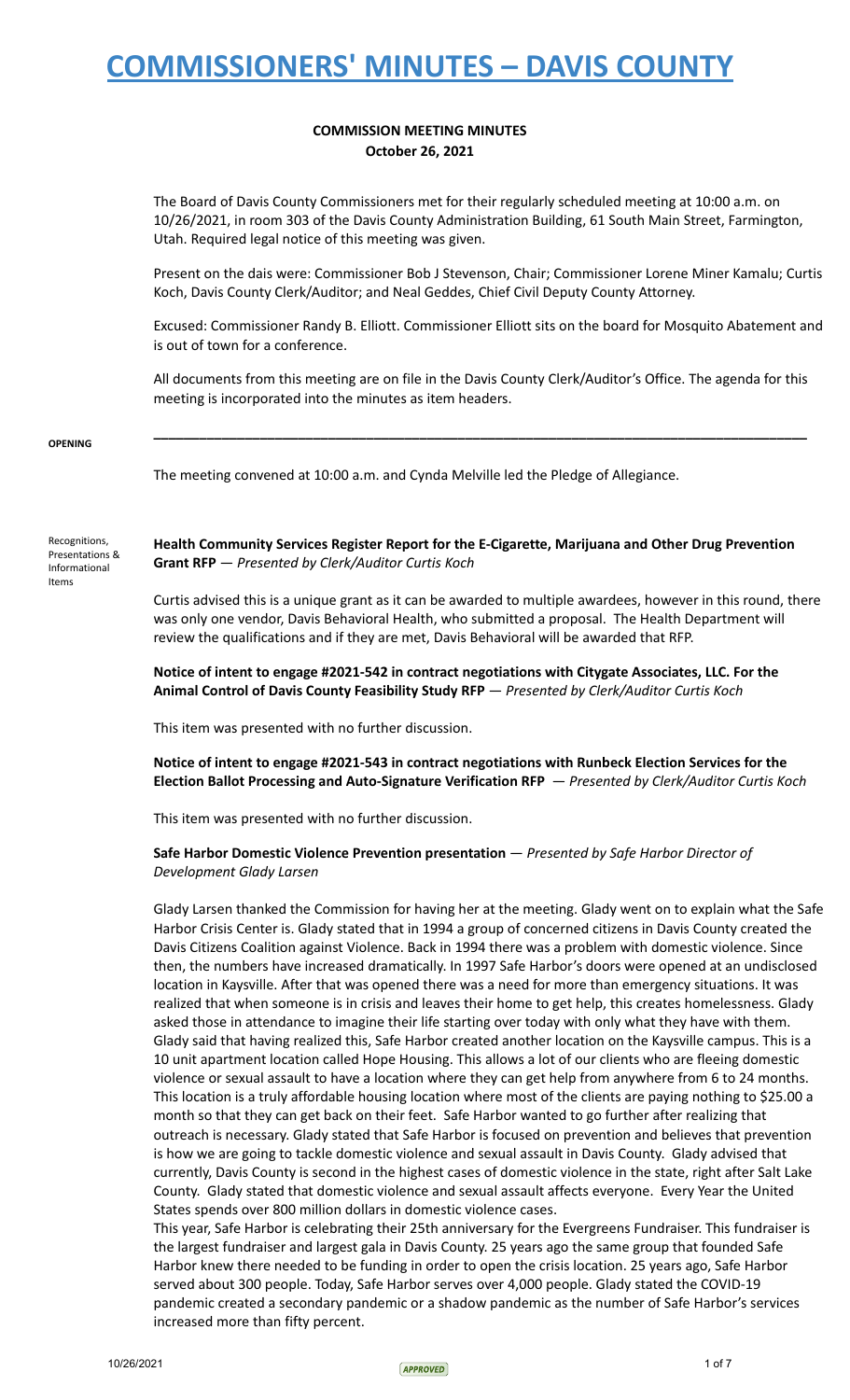# COMMISSIONERS' MINUTES – DAVIS COUNTY

**COMMISSION MEETING MINUTES**
**October 26, 2021**

The Board of Davis County Commissioners met for their regularly scheduled meeting at 10:00 a.m. on 10/26/2021, in room 303 of the Davis County Administration Building, 61 South Main Street, Farmington, Utah. Required legal notice of this meeting was given.

Present on the dais were: Commissioner Bob J Stevenson, Chair; Commissioner Lorene Miner Kamalu; Curtis Koch, Davis County Clerk/Auditor; and Neal Geddes, Chief Civil Deputy County Attorney.

Excused: Commissioner Randy B. Elliott. Commissioner Elliott sits on the board for Mosquito Abatement and is out of town for a conference.

All documents from this meeting are on file in the Davis County Clerk/Auditor's Office. The agenda for this meeting is incorporated into the minutes as item headers.

---

**OPENING**

The meeting convened at 10:00 a.m. and Cynda Melville led the Pledge of Allegiance.

Recognitions, Presentations & Informational Items

**Health Community Services Register Report for the E-Cigarette, Marijuana and Other Drug Prevention Grant RFP** — *Presented by Clerk/Auditor Curtis Koch*

Curtis advised this is a unique grant as it can be awarded to multiple awardees, however in this round, there was only one vendor, Davis Behavioral Health, who submitted a proposal. The Health Department will review the qualifications and if they are met, Davis Behavioral will be awarded that RFP.

**Notice of intent to engage #2021-542 in contract negotiations with Citygate Associates, LLC. For the Animal Control of Davis County Feasibility Study RFP** — *Presented by Clerk/Auditor Curtis Koch*

This item was presented with no further discussion.

**Notice of intent to engage #2021-543 in contract negotiations with Runbeck Election Services for the Election Ballot Processing and Auto-Signature Verification RFP** — *Presented by Clerk/Auditor Curtis Koch*

This item was presented with no further discussion.

**Safe Harbor Domestic Violence Prevention presentation** — *Presented by Safe Harbor Director of Development Glady Larsen*

Glady Larsen thanked the Commission for having her at the meeting. Glady went on to explain what the Safe Harbor Crisis Center is. Glady stated that in 1994 a group of concerned citizens in Davis County created the Davis Citizens Coalition against Violence. Back in 1994 there was a problem with domestic violence. Since then, the numbers have increased dramatically. In 1997 Safe Harbor's doors were opened at an undisclosed location in Kaysville. After that was opened there was a need for more than emergency situations. It was realized that when someone is in crisis and leaves their home to get help, this creates homelessness. Glady asked those in attendance to imagine their life starting over today with only what they have with them. Glady said that having realized this, Safe Harbor created another location on the Kaysville campus. This is a 10 unit apartment location called Hope Housing. This allows a lot of our clients who are fleeing domestic violence or sexual assault to have a location where they can get help from anywhere from 6 to 24 months. This location is a truly affordable housing location where most of the clients are paying nothing to $25.00 a month so that they can get back on their feet. Safe Harbor wanted to go further after realizing that outreach is necessary. Glady stated that Safe Harbor is focused on prevention and believes that prevention is how we are going to tackle domestic violence and sexual assault in Davis County. Glady advised that currently, Davis County is second in the highest cases of domestic violence in the state, right after Salt Lake County. Glady stated that domestic violence and sexual assault affects everyone. Every Year the United States spends over 800 million dollars in domestic violence cases.

This year, Safe Harbor is celebrating their 25th anniversary for the Evergreens Fundraiser. This fundraiser is the largest fundraiser and largest gala in Davis County. 25 years ago the same group that founded Safe Harbor knew there needed to be funding in order to open the crisis location. 25 years ago, Safe Harbor served about 300 people. Today, Safe Harbor serves over 4,000 people. Glady stated the COVID-19 pandemic created a secondary pandemic or a shadow pandemic as the number of Safe Harbor's services increased more than fifty percent.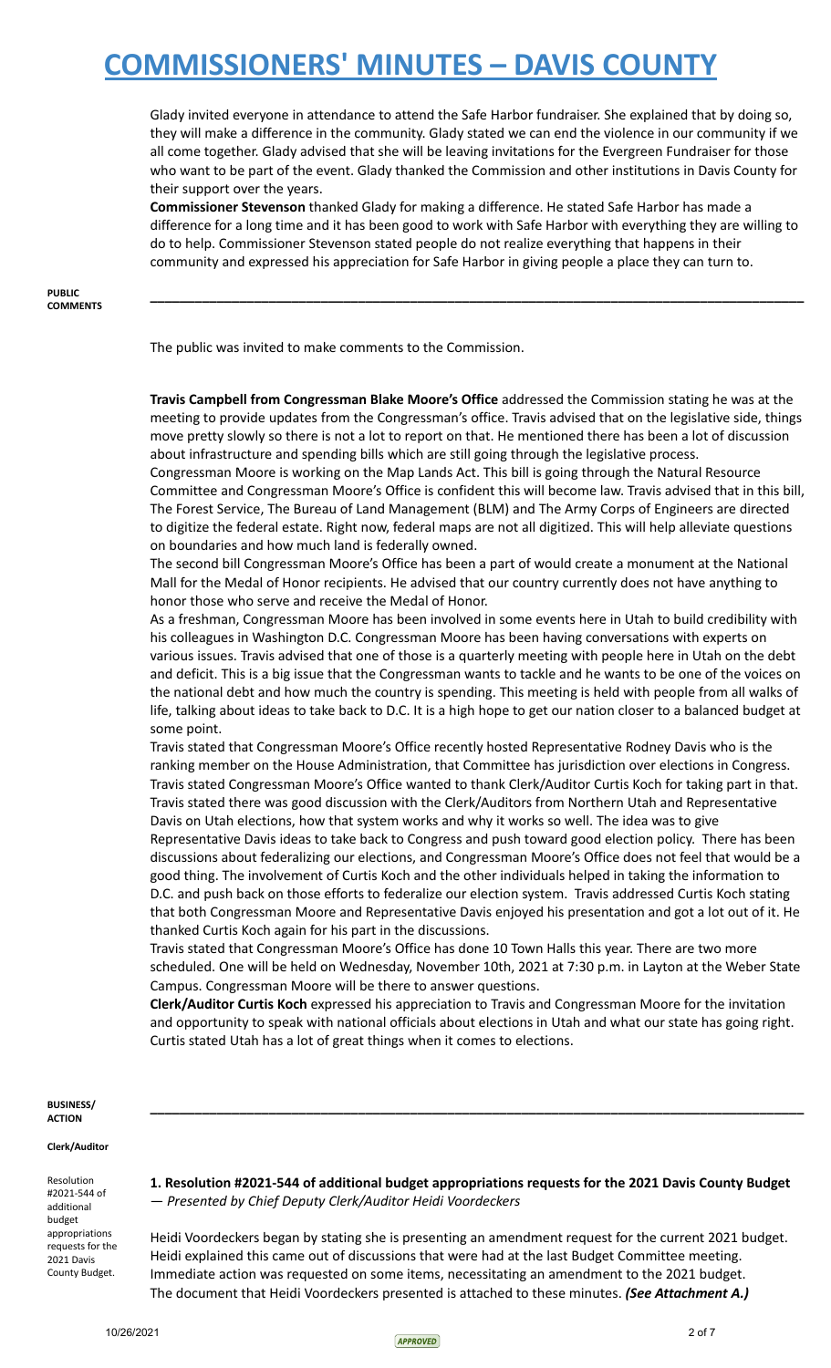Glady invited everyone in attendance to attend the Safe Harbor fundraiser. She explained that by doing so, they will make a difference in the community. Glady stated we can end the violence in our community if we all come together. Glady advised that she will be leaving invitations for the Evergreen Fundraiser for those who want to be part of the event. Glady thanked the Commission and other institutions in Davis County for their support over the years.

**Commissioner Stevenson** thanked Glady for making a difference. He stated Safe Harbor has made a difference for a long time and it has been good to work with Safe Harbor with everything they are willing to do to help. Commissioner Stevenson stated people do not realize everything that happens in their community and expressed his appreciation for Safe Harbor in giving people a place they can turn to.

---

**PUBLIC COMMENTS**

The public was invited to make comments to the Commission.

**Travis Campbell from Congressman Blake Moore's Office** addressed the Commission stating he was at the meeting to provide updates from the Congressman's office. Travis advised that on the legislative side, things move pretty slowly so there is not a lot to report on that. He mentioned there has been a lot of discussion about infrastructure and spending bills which are still going through the legislative process.

Congressman Moore is working on the Map Lands Act. This bill is going through the Natural Resource Committee and Congressman Moore's Office is confident this will become law. Travis advised that in this bill, The Forest Service, The Bureau of Land Management (BLM) and The Army Corps of Engineers are directed to digitize the federal estate. Right now, federal maps are not all digitized. This will help alleviate questions on boundaries and how much land is federally owned.

The second bill Congressman Moore's Office has been a part of would create a monument at the National Mall for the Medal of Honor recipients. He advised that our country currently does not have anything to honor those who serve and receive the Medal of Honor.

As a freshman, Congressman Moore has been involved in some events here in Utah to build credibility with his colleagues in Washington D.C. Congressman Moore has been having conversations with experts on various issues. Travis advised that one of those is a quarterly meeting with people here in Utah on the debt and deficit. This is a big issue that the Congressman wants to tackle and he wants to be one of the voices on the national debt and how much the country is spending. This meeting is held with people from all walks of life, talking about ideas to take back to D.C. It is a high hope to get our nation closer to a balanced budget at some point.

Travis stated that Congressman Moore's Office recently hosted Representative Rodney Davis who is the ranking member on the House Administration, that Committee has jurisdiction over elections in Congress. Travis stated Congressman Moore's Office wanted to thank Clerk/Auditor Curtis Koch for taking part in that. Travis stated there was good discussion with the Clerk/Auditors from Northern Utah and Representative Davis on Utah elections, how that system works and why it works so well. The idea was to give Representative Davis ideas to take back to Congress and push toward good election policy. There has been discussions about federalizing our elections, and Congressman Moore's Office does not feel that would be a good thing. The involvement of Curtis Koch and the other individuals helped in taking the information to D.C. and push back on those efforts to federalize our election system. Travis addressed Curtis Koch stating that both Congressman Moore and Representative Davis enjoyed his presentation and got a lot out of it. He thanked Curtis Koch again for his part in the discussions.

Travis stated that Congressman Moore's Office has done 10 Town Halls this year. There are two more scheduled. One will be held on Wednesday, November 10th, 2021 at 7:30 p.m. in Layton at the Weber State Campus. Congressman Moore will be there to answer questions.

**Clerk/Auditor Curtis Koch** expressed his appreciation to Travis and Congressman Moore for the invitation and opportunity to speak with national officials about elections in Utah and what our state has going right. Curtis stated Utah has a lot of great things when it comes to elections.

---

**BUSINESS/ ACTION**

**Clerk/Auditor**

Resolution #2021-544 of additional budget appropriations requests for the 2021 Davis County Budget.

**1. Resolution #2021-544 of additional budget appropriations requests for the 2021 Davis County Budget** — *Presented by Chief Deputy Clerk/Auditor Heidi Voordeckers*

Heidi Voordeckers began by stating she is presenting an amendment request for the current 2021 budget. Heidi explained this came out of discussions that were had at the last Budget Committee meeting. Immediate action was requested on some items, necessitating an amendment to the 2021 budget. The document that Heidi Voordeckers presented is attached to these minutes. ***(See Attachment A.)***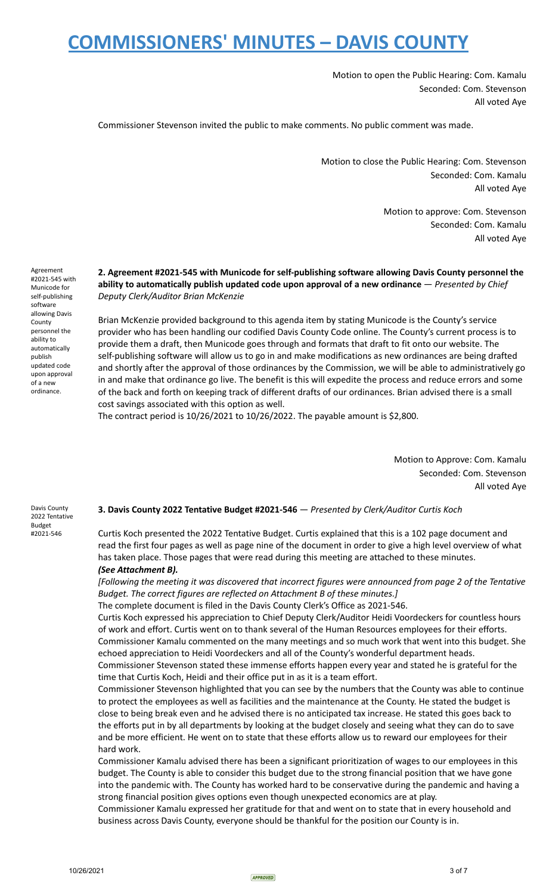Motion to open the Public Hearing: Com. Kamalu
Seconded: Com. Stevenson
All voted Aye

Commissioner Stevenson invited the public to make comments. No public comment was made.

Motion to close the Public Hearing: Com. Stevenson
Seconded: Com. Kamalu
All voted Aye

Motion to approve: Com. Stevenson
Seconded: Com. Kamalu
All voted Aye

Agreement #2021-545 with Municode for self-publishing software allowing Davis County personnel the ability to automatically publish updated code upon approval of a new ordinance.

**2. Agreement #2021-545 with Municode for self-publishing software allowing Davis County personnel the ability to automatically publish updated code upon approval of a new ordinance** — *Presented by Chief Deputy Clerk/Auditor Brian McKenzie*

Brian McKenzie provided background to this agenda item by stating Municode is the County's service provider who has been handling our codified Davis County Code online. The County's current process is to provide them a draft, then Municode goes through and formats that draft to fit onto our website. The self-publishing software will allow us to go in and make modifications as new ordinances are being drafted and shortly after the approval of those ordinances by the Commission, we will be able to administratively go in and make that ordinance go live. The benefit is this will expedite the process and reduce errors and some of the back and forth on keeping track of different drafts of our ordinances. Brian advised there is a small cost savings associated with this option as well.
The contract period is 10/26/2021 to 10/26/2022. The payable amount is $2,800.

Motion to Approve: Com. Kamalu
Seconded: Com. Stevenson
All voted Aye

Davis County 2022 Tentative Budget #2021-546

**3. Davis County 2022 Tentative Budget #2021-546** — *Presented by Clerk/Auditor Curtis Koch*

Curtis Koch presented the 2022 Tentative Budget. Curtis explained that this is a 102 page document and read the first four pages as well as page nine of the document in order to give a high level overview of what has taken place. Those pages that were read during this meeting are attached to these minutes.
***(See Attachment B).***

*[Following the meeting it was discovered that incorrect figures were announced from page 2 of the Tentative Budget. The correct figures are reflected on Attachment B of these minutes.]*

The complete document is filed in the Davis County Clerk's Office as 2021-546.

Curtis Koch expressed his appreciation to Chief Deputy Clerk/Auditor Heidi Voordeckers for countless hours of work and effort. Curtis went on to thank several of the Human Resources employees for their efforts.

Commissioner Kamalu commented on the many meetings and so much work that went into this budget. She echoed appreciation to Heidi Voordeckers and all of the County's wonderful department heads.

Commissioner Stevenson stated these immense efforts happen every year and stated he is grateful for the time that Curtis Koch, Heidi and their office put in as it is a team effort.

Commissioner Stevenson highlighted that you can see by the numbers that the County was able to continue to protect the employees as well as facilities and the maintenance at the County. He stated the budget is close to being break even and he advised there is no anticipated tax increase. He stated this goes back to the efforts put in by all departments by looking at the budget closely and seeing what they can do to save and be more efficient. He went on to state that these efforts allow us to reward our employees for their hard work.

Commissioner Kamalu advised there has been a significant prioritization of wages to our employees in this budget. The County is able to consider this budget due to the strong financial position that we have gone into the pandemic with. The County has worked hard to be conservative during the pandemic and having a strong financial position gives options even though unexpected economics are at play.

Commissioner Kamalu expressed her gratitude for that and went on to state that in every household and business across Davis County, everyone should be thankful for the position our County is in.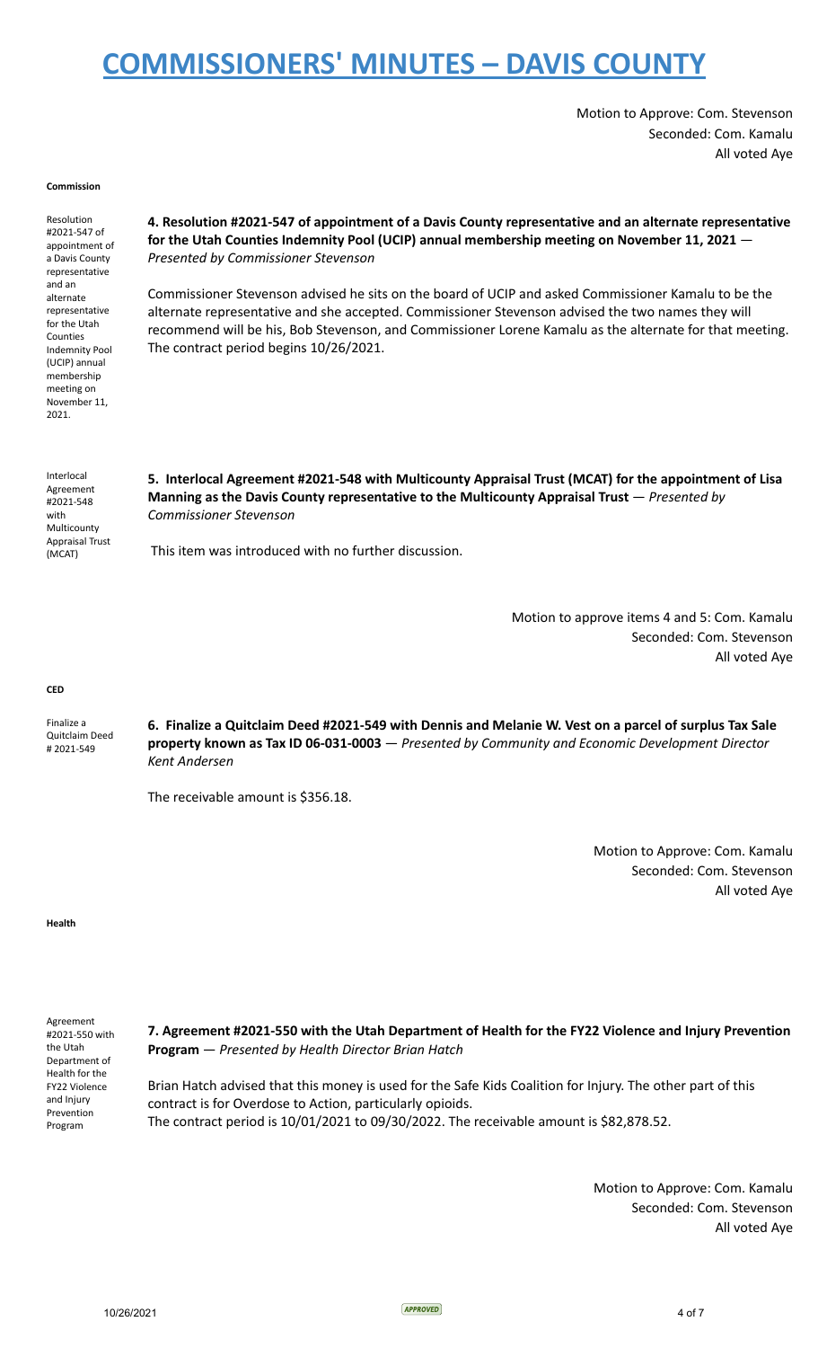Motion to Approve: Com. Stevenson
Seconded: Com. Kamalu
All voted Aye

**Commission**

Resolution #2021-547 of appointment of a Davis County representative and an alternate representative for the Utah Counties Indemnity Pool (UCIP) annual membership meeting on November 11, 2021.

**4. Resolution #2021-547 of appointment of a Davis County representative and an alternate representative for the Utah Counties Indemnity Pool (UCIP) annual membership meeting on November 11, 2021** — *Presented by Commissioner Stevenson*

Commissioner Stevenson advised he sits on the board of UCIP and asked Commissioner Kamalu to be the alternate representative and she accepted. Commissioner Stevenson advised the two names they will recommend will be his, Bob Stevenson, and Commissioner Lorene Kamalu as the alternate for that meeting. The contract period begins 10/26/2021.

Interlocal Agreement #2021-548 with Multicounty Appraisal Trust (MCAT)

**5. Interlocal Agreement #2021-548 with Multicounty Appraisal Trust (MCAT) for the appointment of Lisa Manning as the Davis County representative to the Multicounty Appraisal Trust** — *Presented by Commissioner Stevenson*

This item was introduced with no further discussion.

Motion to approve items 4 and 5: Com. Kamalu
Seconded: Com. Stevenson
All voted Aye

**CED**

Finalize a Quitclaim Deed # 2021-549

**6. Finalize a Quitclaim Deed #2021-549 with Dennis and Melanie W. Vest on a parcel of surplus Tax Sale property known as Tax ID 06-031-0003** — *Presented by Community and Economic Development Director Kent Andersen*

The receivable amount is $356.18.

Motion to Approve: Com. Kamalu
Seconded: Com. Stevenson
All voted Aye

**Health**

Agreement #2021-550 with the Utah Department of Health for the FY22 Violence and Injury Prevention Program

**7. Agreement #2021-550 with the Utah Department of Health for the FY22 Violence and Injury Prevention Program** — *Presented by Health Director Brian Hatch*

Brian Hatch advised that this money is used for the Safe Kids Coalition for Injury. The other part of this contract is for Overdose to Action, particularly opioids.
The contract period is 10/01/2021 to 09/30/2022. The receivable amount is $82,878.52.

Motion to Approve: Com. Kamalu
Seconded: Com. Stevenson
All voted Aye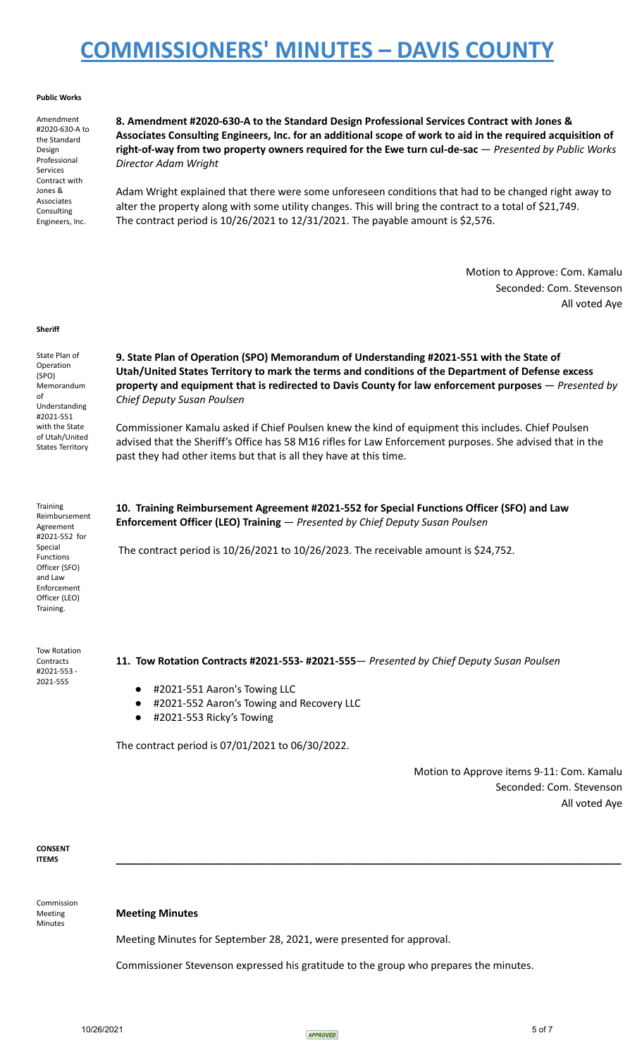**Public Works**

Amendment #2020-630-A to the Standard Design Professional Services Contract with Jones & Associates Consulting Engineers, Inc.

**8. Amendment #2020-630-A to the Standard Design Professional Services Contract with Jones & Associates Consulting Engineers, Inc. for an additional scope of work to aid in the required acquisition of right-of-way from two property owners required for the Ewe turn cul-de-sac** — *Presented by Public Works Director Adam Wright*

Adam Wright explained that there were some unforeseen conditions that had to be changed right away to alter the property along with some utility changes. This will bring the contract to a total of $21,749. The contract period is 10/26/2021 to 12/31/2021. The payable amount is $2,576.

Motion to Approve: Com. Kamalu
Seconded: Com. Stevenson
All voted Aye

**Sheriff**

State Plan of Operation (SPO) Memorandum of Understanding #2021-551 with the State of Utah/United States Territory

**9. State Plan of Operation (SPO) Memorandum of Understanding #2021-551 with the State of Utah/United States Territory to mark the terms and conditions of the Department of Defense excess property and equipment that is redirected to Davis County for law enforcement purposes** — *Presented by Chief Deputy Susan Poulsen*

Commissioner Kamalu asked if Chief Poulsen knew the kind of equipment this includes. Chief Poulsen advised that the Sheriff's Office has 58 M16 rifles for Law Enforcement purposes. She advised that in the past they had other items but that is all they have at this time.

Training Reimbursement Agreement #2021-552 for Special Functions Officer (SFO) and Law Enforcement Officer (LEO) Training.

**10. Training Reimbursement Agreement #2021-552 for Special Functions Officer (SFO) and Law Enforcement Officer (LEO) Training** — *Presented by Chief Deputy Susan Poulsen*

The contract period is 10/26/2021 to 10/26/2023. The receivable amount is $24,752.

Tow Rotation Contracts #2021-553 - 2021-555

**11. Tow Rotation Contracts #2021-553- #2021-555**— *Presented by Chief Deputy Susan Poulsen*

- #2021-551 Aaron's Towing LLC
- #2021-552 Aaron's Towing and Recovery LLC
- #2021-553 Ricky's Towing

The contract period is 07/01/2021 to 06/30/2022.

Motion to Approve items 9-11: Com. Kamalu
Seconded: Com. Stevenson
All voted Aye

**CONSENT ITEMS**

---

Commission Meeting Minutes

**Meeting Minutes**

Meeting Minutes for September 28, 2021, were presented for approval.

Commissioner Stevenson expressed his gratitude to the group who prepares the minutes.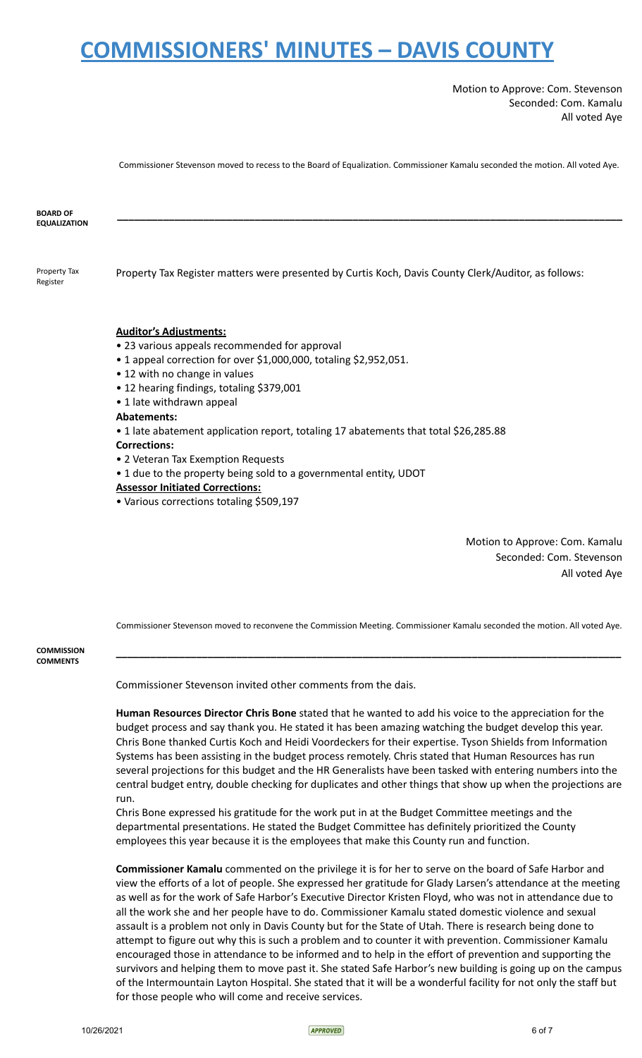Motion to Approve: Com. Stevenson
Seconded: Com. Kamalu
All voted Aye

Commissioner Stevenson moved to recess to the Board of Equalization. Commissioner Kamalu seconded the motion. All voted Aye.

**BOARD OF EQUALIZATION**

---

Property Tax Register

Property Tax Register matters were presented by Curtis Koch, Davis County Clerk/Auditor, as follows:

**Auditor's Adjustments:**

- 23 various appeals recommended for approval
- 1 appeal correction for over $1,000,000, totaling $2,952,051.
- 12 with no change in values
- 12 hearing findings, totaling $379,001
- 1 late withdrawn appeal

**Abatements:**

- 1 late abatement application report, totaling 17 abatements that total $26,285.88

**Corrections:**

- 2 Veteran Tax Exemption Requests
- 1 due to the property being sold to a governmental entity, UDOT

**Assessor Initiated Corrections:**

- Various corrections totaling $509,197

Motion to Approve: Com. Kamalu
Seconded: Com. Stevenson
All voted Aye

Commissioner Stevenson moved to reconvene the Commission Meeting. Commissioner Kamalu seconded the motion. All voted Aye.

**COMMISSION COMMENTS**

---

Commissioner Stevenson invited other comments from the dais.

**Human Resources Director Chris Bone** stated that he wanted to add his voice to the appreciation for the budget process and say thank you. He stated it has been amazing watching the budget develop this year. Chris Bone thanked Curtis Koch and Heidi Voordeckers for their expertise. Tyson Shields from Information Systems has been assisting in the budget process remotely. Chris stated that Human Resources has run several projections for this budget and the HR Generalists have been tasked with entering numbers into the central budget entry, double checking for duplicates and other things that show up when the projections are run.

Chris Bone expressed his gratitude for the work put in at the Budget Committee meetings and the departmental presentations. He stated the Budget Committee has definitely prioritized the County employees this year because it is the employees that make this County run and function.

**Commissioner Kamalu** commented on the privilege it is for her to serve on the board of Safe Harbor and view the efforts of a lot of people. She expressed her gratitude for Glady Larsen's attendance at the meeting as well as for the work of Safe Harbor's Executive Director Kristen Floyd, who was not in attendance due to all the work she and her people have to do. Commissioner Kamalu stated domestic violence and sexual assault is a problem not only in Davis County but for the State of Utah. There is research being done to attempt to figure out why this is such a problem and to counter it with prevention. Commissioner Kamalu encouraged those in attendance to be informed and to help in the effort of prevention and supporting the survivors and helping them to move past it. She stated Safe Harbor's new building is going up on the campus of the Intermountain Layton Hospital. She stated that it will be a wonderful facility for not only the staff but for those people who will come and receive services.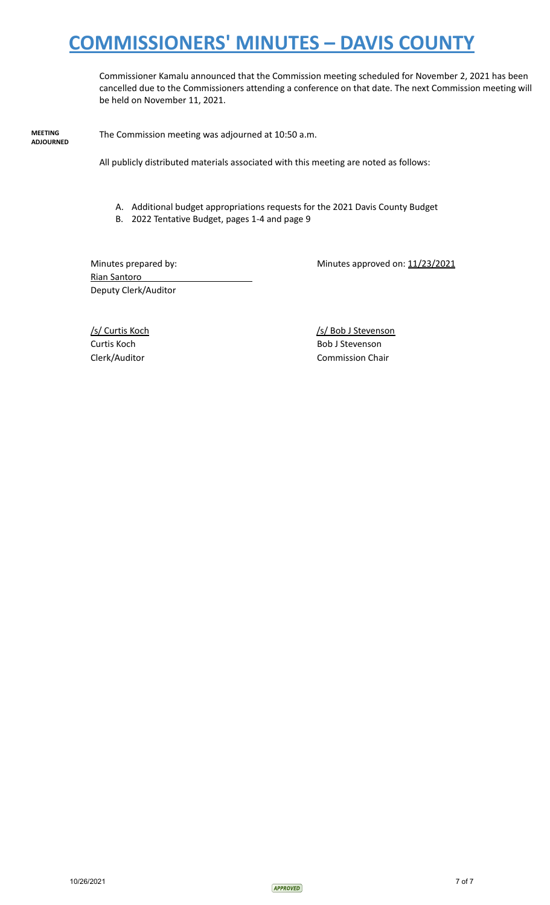Commissioner Kamalu announced that the Commission meeting scheduled for November 2, 2021 has been cancelled due to the Commissioners attending a conference on that date. The next Commission meeting will be held on November 11, 2021.

**MEETING ADJOURNED**

The Commission meeting was adjourned at 10:50 a.m.

All publicly distributed materials associated with this meeting are noted as follows:

A. Additional budget appropriations requests for the 2021 Davis County Budget
B. 2022 Tentative Budget, pages 1-4 and page 9

Minutes prepared by:
Rian Santoro
Deputy Clerk/Auditor

Minutes approved on: 11/23/2021

/s/ Curtis Koch
Curtis Koch
Clerk/Auditor

/s/ Bob J Stevenson
Bob J Stevenson
Commission Chair